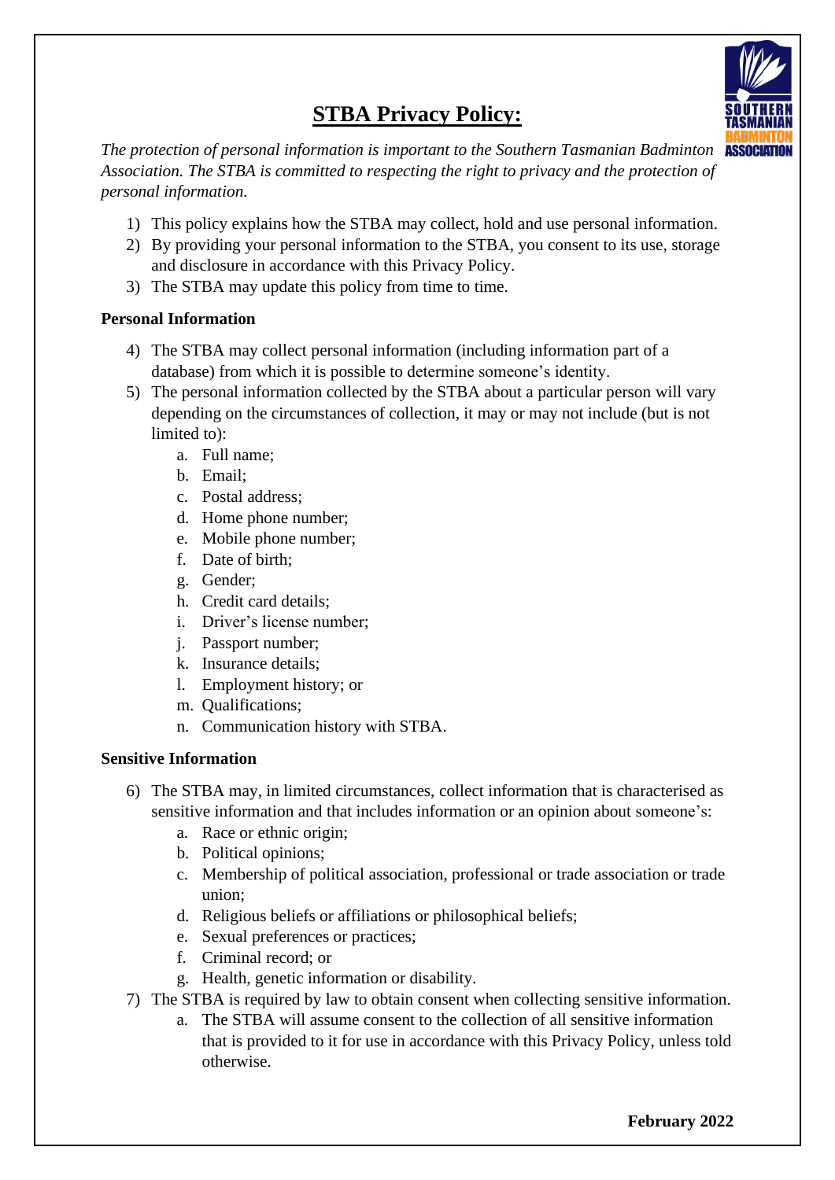# STBA Privacy Policy:

*The protection of personal information is important to the Southern Tasmanian Badminton Association. The STBA is committed to respecting the right to privacy and the protection of personal information.*

1) This policy explains how the STBA may collect, hold and use personal information.
2) By providing your personal information to the STBA, you consent to its use, storage and disclosure in accordance with this Privacy Policy.
3) The STBA may update this policy from time to time.

**Personal Information**

4) The STBA may collect personal information (including information part of a database) from which it is possible to determine someone's identity.
5) The personal information collected by the STBA about a particular person will vary depending on the circumstances of collection, it may or may not include (but is not limited to):
    a. Full name;
    b. Email;
    c. Postal address;
    d. Home phone number;
    e. Mobile phone number;
    f. Date of birth;
    g. Gender;
    h. Credit card details;
    i. Driver's license number;
    j. Passport number;
    k. Insurance details;
    l. Employment history; or
    m. Qualifications;
    n. Communication history with STBA.

**Sensitive Information**

6) The STBA may, in limited circumstances, collect information that is characterised as sensitive information and that includes information or an opinion about someone's:
    a. Race or ethnic origin;
    b. Political opinions;
    c. Membership of political association, professional or trade association or trade union;
    d. Religious beliefs or affiliations or philosophical beliefs;
    e. Sexual preferences or practices;
    f. Criminal record; or
    g. Health, genetic information or disability.
7) The STBA is required by law to obtain consent when collecting sensitive information.
    a. The STBA will assume consent to the collection of all sensitive information that is provided to it for use in accordance with this Privacy Policy, unless told otherwise.

**February 2022**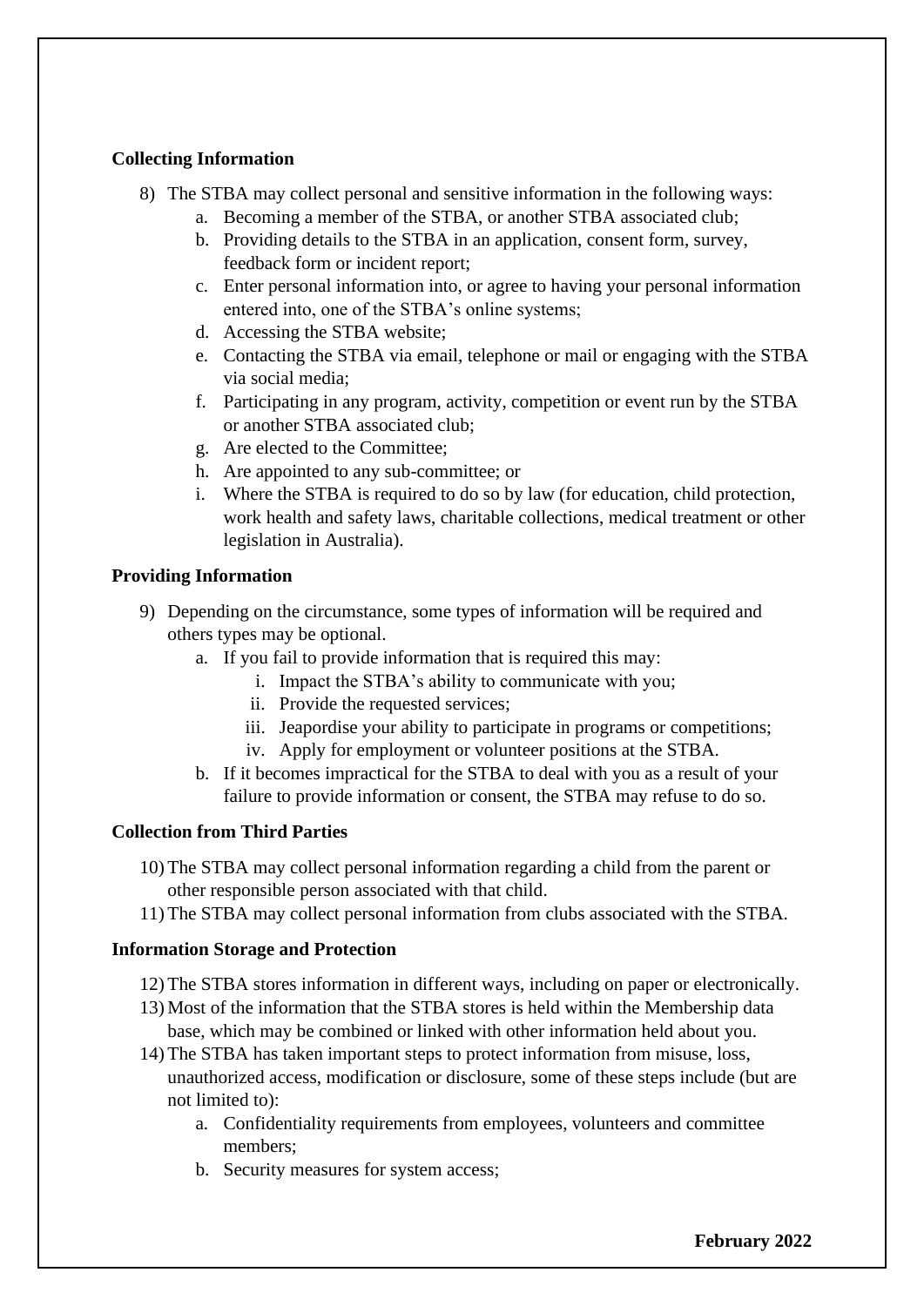**Collecting Information**

8) The STBA may collect personal and sensitive information in the following ways:
    a. Becoming a member of the STBA, or another STBA associated club;
    b. Providing details to the STBA in an application, consent form, survey, feedback form or incident report;
    c. Enter personal information into, or agree to having your personal information entered into, one of the STBA's online systems;
    d. Accessing the STBA website;
    e. Contacting the STBA via email, telephone or mail or engaging with the STBA via social media;
    f. Participating in any program, activity, competition or event run by the STBA or another STBA associated club;
    g. Are elected to the Committee;
    h. Are appointed to any sub-committee; or
    i. Where the STBA is required to do so by law (for education, child protection, work health and safety laws, charitable collections, medical treatment or other legislation in Australia).

**Providing Information**

9) Depending on the circumstance, some types of information will be required and others types may be optional.
    a. If you fail to provide information that is required this may:
        i. Impact the STBA's ability to communicate with you;
        ii. Provide the requested services;
        iii. Jeapordise your ability to participate in programs or competitions;
        iv. Apply for employment or volunteer positions at the STBA.
    b. If it becomes impractical for the STBA to deal with you as a result of your failure to provide information or consent, the STBA may refuse to do so.

**Collection from Third Parties**

10) The STBA may collect personal information regarding a child from the parent or other responsible person associated with that child.
11) The STBA may collect personal information from clubs associated with the STBA.

**Information Storage and Protection**

12) The STBA stores information in different ways, including on paper or electronically.
13) Most of the information that the STBA stores is held within the Membership data base, which may be combined or linked with other information held about you.
14) The STBA has taken important steps to protect information from misuse, loss, unauthorized access, modification or disclosure, some of these steps include (but are not limited to):
    a. Confidentiality requirements from employees, volunteers and committee members;
    b. Security measures for system access;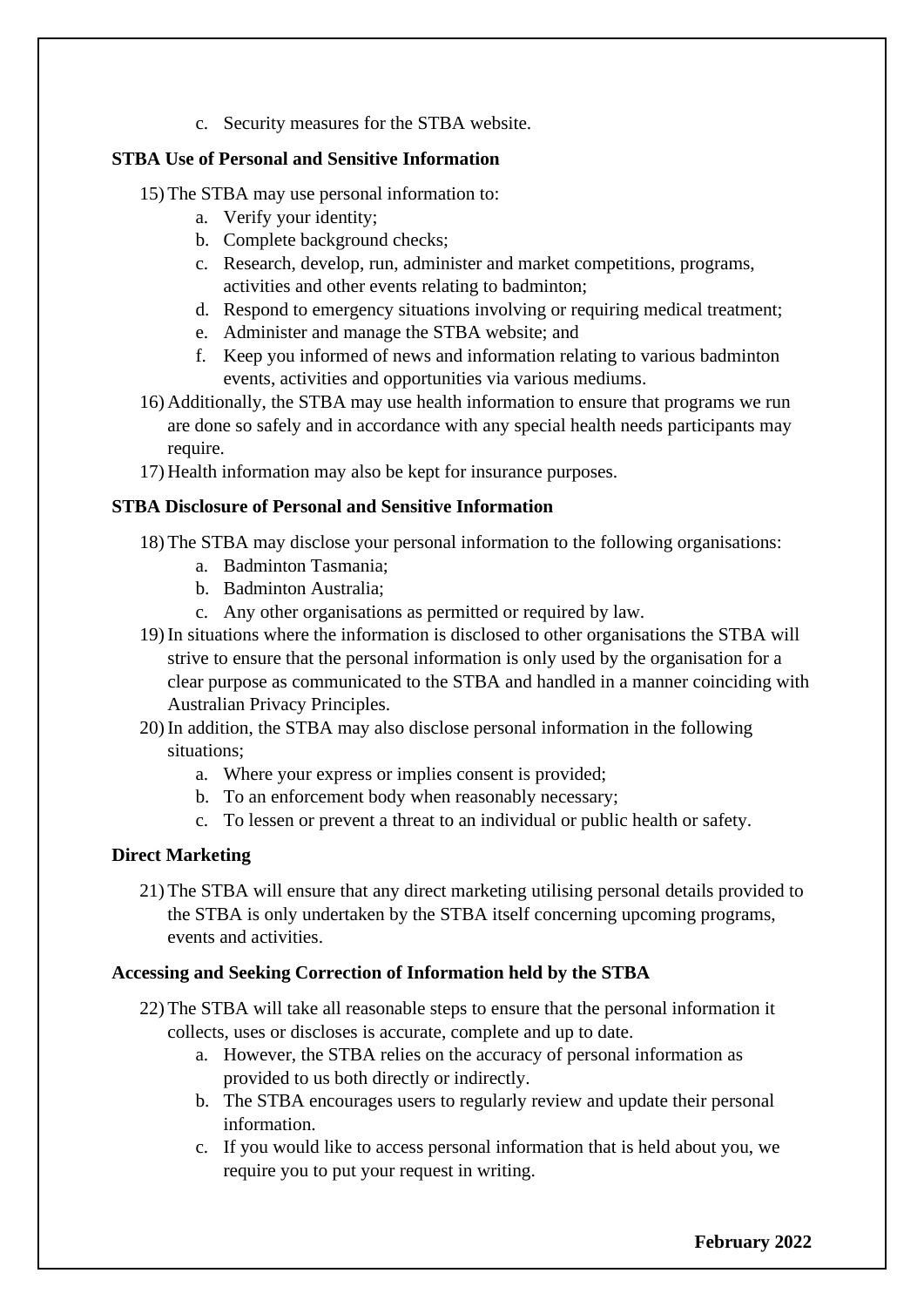c. Security measures for the STBA website.

**STBA Use of Personal and Sensitive Information**

15) The STBA may use personal information to:
    a. Verify your identity;
    b. Complete background checks;
    c. Research, develop, run, administer and market competitions, programs, activities and other events relating to badminton;
    d. Respond to emergency situations involving or requiring medical treatment;
    e. Administer and manage the STBA website; and
    f. Keep you informed of news and information relating to various badminton events, activities and opportunities via various mediums.
16) Additionally, the STBA may use health information to ensure that programs we run are done so safely and in accordance with any special health needs participants may require.
17) Health information may also be kept for insurance purposes.

**STBA Disclosure of Personal and Sensitive Information**

18) The STBA may disclose your personal information to the following organisations:
    a. Badminton Tasmania;
    b. Badminton Australia;
    c. Any other organisations as permitted or required by law.
19) In situations where the information is disclosed to other organisations the STBA will strive to ensure that the personal information is only used by the organisation for a clear purpose as communicated to the STBA and handled in a manner coinciding with Australian Privacy Principles.
20) In addition, the STBA may also disclose personal information in the following situations;
    a. Where your express or implies consent is provided;
    b. To an enforcement body when reasonably necessary;
    c. To lessen or prevent a threat to an individual or public health or safety.

**Direct Marketing**

21) The STBA will ensure that any direct marketing utilising personal details provided to the STBA is only undertaken by the STBA itself concerning upcoming programs, events and activities.

**Accessing and Seeking Correction of Information held by the STBA**

22) The STBA will take all reasonable steps to ensure that the personal information it collects, uses or discloses is accurate, complete and up to date.
    a. However, the STBA relies on the accuracy of personal information as provided to us both directly or indirectly.
    b. The STBA encourages users to regularly review and update their personal information.
    c. If you would like to access personal information that is held about you, we require you to put your request in writing.

**February 2022**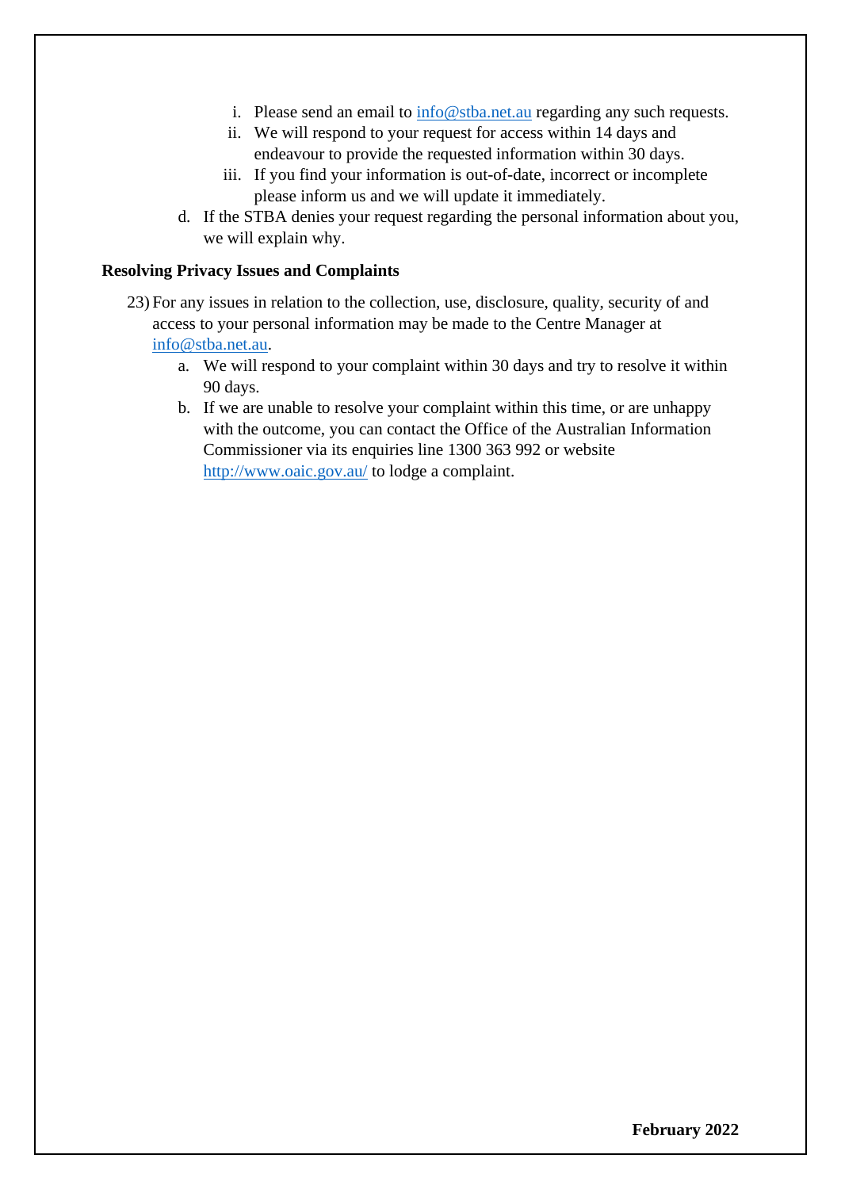i. Please send an email to info@stba.net.au regarding any such requests.
   ii. We will respond to your request for access within 14 days and endeavour to provide the requested information within 30 days.
   iii. If you find your information is out-of-date, incorrect or incomplete please inform us and we will update it immediately.

d. If the STBA denies your request regarding the personal information about you, we will explain why.

**Resolving Privacy Issues and Complaints**

23) For any issues in relation to the collection, use, disclosure, quality, security of and access to your personal information may be made to the Centre Manager at info@stba.net.au.

   a. We will respond to your complaint within 30 days and try to resolve it within 90 days.
   b. If we are unable to resolve your complaint within this time, or are unhappy with the outcome, you can contact the Office of the Australian Information Commissioner via its enquiries line 1300 363 992 or website http://www.oaic.gov.au/ to lodge a complaint.

**February 2022**